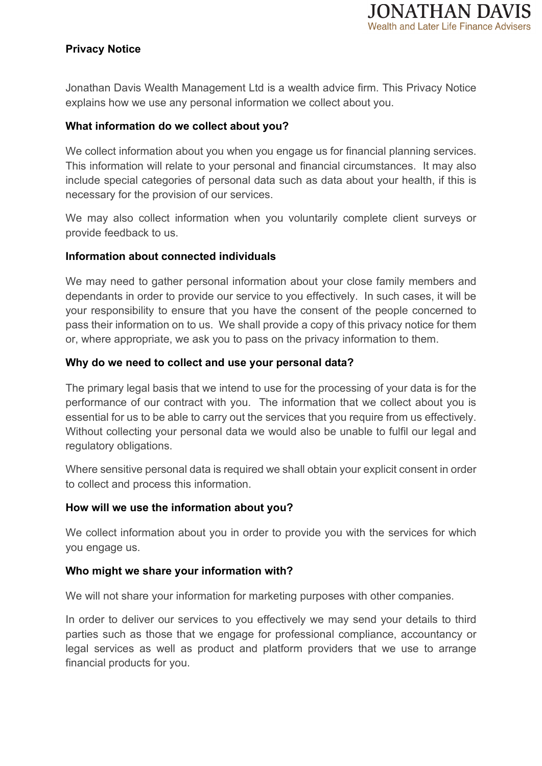# Privacy Notice

Jonathan Davis Wealth Management Ltd is a wealth advice firm. This Privacy Notice explains how we use any personal information we collect about you.

## What information do we collect about you?

We collect information about you when you engage us for financial planning services. This information will relate to your personal and financial circumstances. It may also include special categories of personal data such as data about your health, if this is necessary for the provision of our services.

We may also collect information when you voluntarily complete client surveys or provide feedback to us.

## Information about connected individuals

We may need to gather personal information about your close family members and dependants in order to provide our service to you effectively. In such cases, it will be your responsibility to ensure that you have the consent of the people concerned to pass their information on to us. We shall provide a copy of this privacy notice for them or, where appropriate, we ask you to pass on the privacy information to them.

## Why do we need to collect and use your personal data?

The primary legal basis that we intend to use for the processing of your data is for the performance of our contract with you. The information that we collect about you is essential for us to be able to carry out the services that you require from us effectively. Without collecting your personal data we would also be unable to fulfil our legal and regulatory obligations.

Where sensitive personal data is required we shall obtain your explicit consent in order to collect and process this information.

## How will we use the information about you?

We collect information about you in order to provide you with the services for which you engage us.

## Who might we share your information with?

We will not share your information for marketing purposes with other companies.

In order to deliver our services to you effectively we may send your details to third parties such as those that we engage for professional compliance, accountancy or legal services as well as product and platform providers that we use to arrange financial products for you.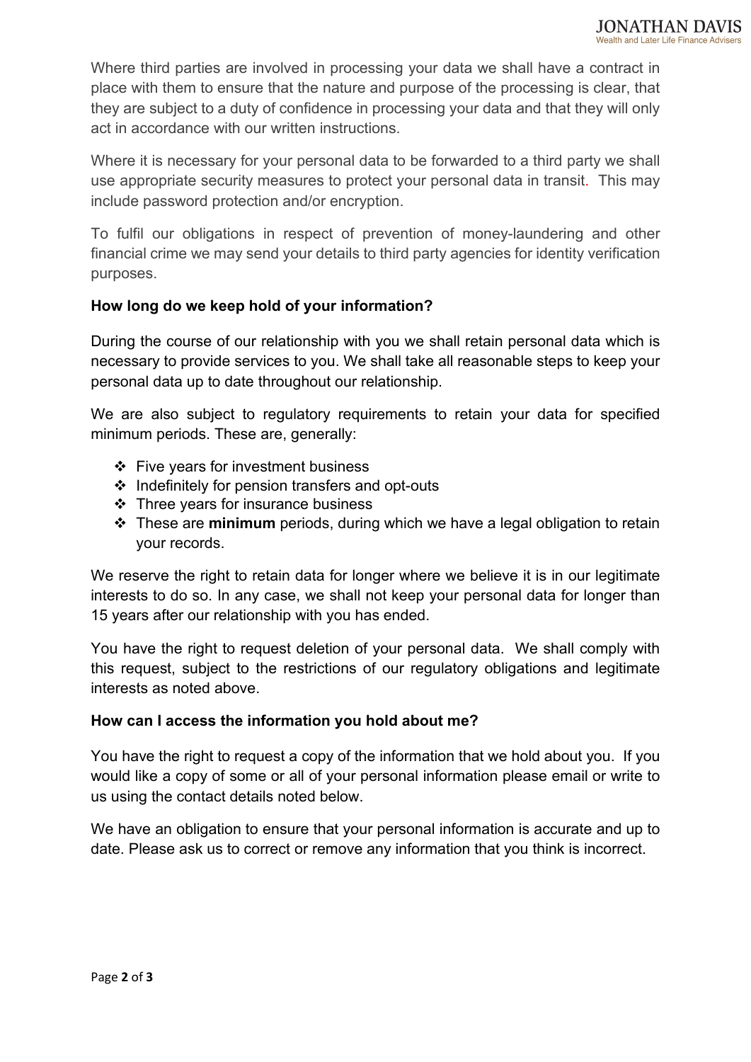Where third parties are involved in processing your data we shall have a contract in place with them to ensure that the nature and purpose of the processing is clear, that they are subject to a duty of confidence in processing your data and that they will only act in accordance with our written instructions.

Where it is necessary for your personal data to be forwarded to a third party we shall use appropriate security measures to protect your personal data in transit. This may include password protection and/or encryption.

To fulfil our obligations in respect of prevention of money-laundering and other financial crime we may send your details to third party agencies for identity verification purposes.

**How long do we keep hold of your information?**

During the course of our relationship with you we shall retain personal data which is necessary to provide services to you. We shall take all reasonable steps to keep your personal data up to date throughout our relationship.

We are also subject to regulatory requirements to retain your data for specified minimum periods. These are, generally:

- Five years for investment business
- Indefinitely for pension transfers and opt-outs
- Three years for insurance business
- These are **minimum** periods, during which we have a legal obligation to retain your records.

We reserve the right to retain data for longer where we believe it is in our legitimate interests to do so. In any case, we shall not keep your personal data for longer than 15 years after our relationship with you has ended.

You have the right to request deletion of your personal data. We shall comply with this request, subject to the restrictions of our regulatory obligations and legitimate interests as noted above.

**How can I access the information you hold about me?**

You have the right to request a copy of the information that we hold about you. If you would like a copy of some or all of your personal information please email or write to us using the contact details noted below.

We have an obligation to ensure that your personal information is accurate and up to date. Please ask us to correct or remove any information that you think is incorrect.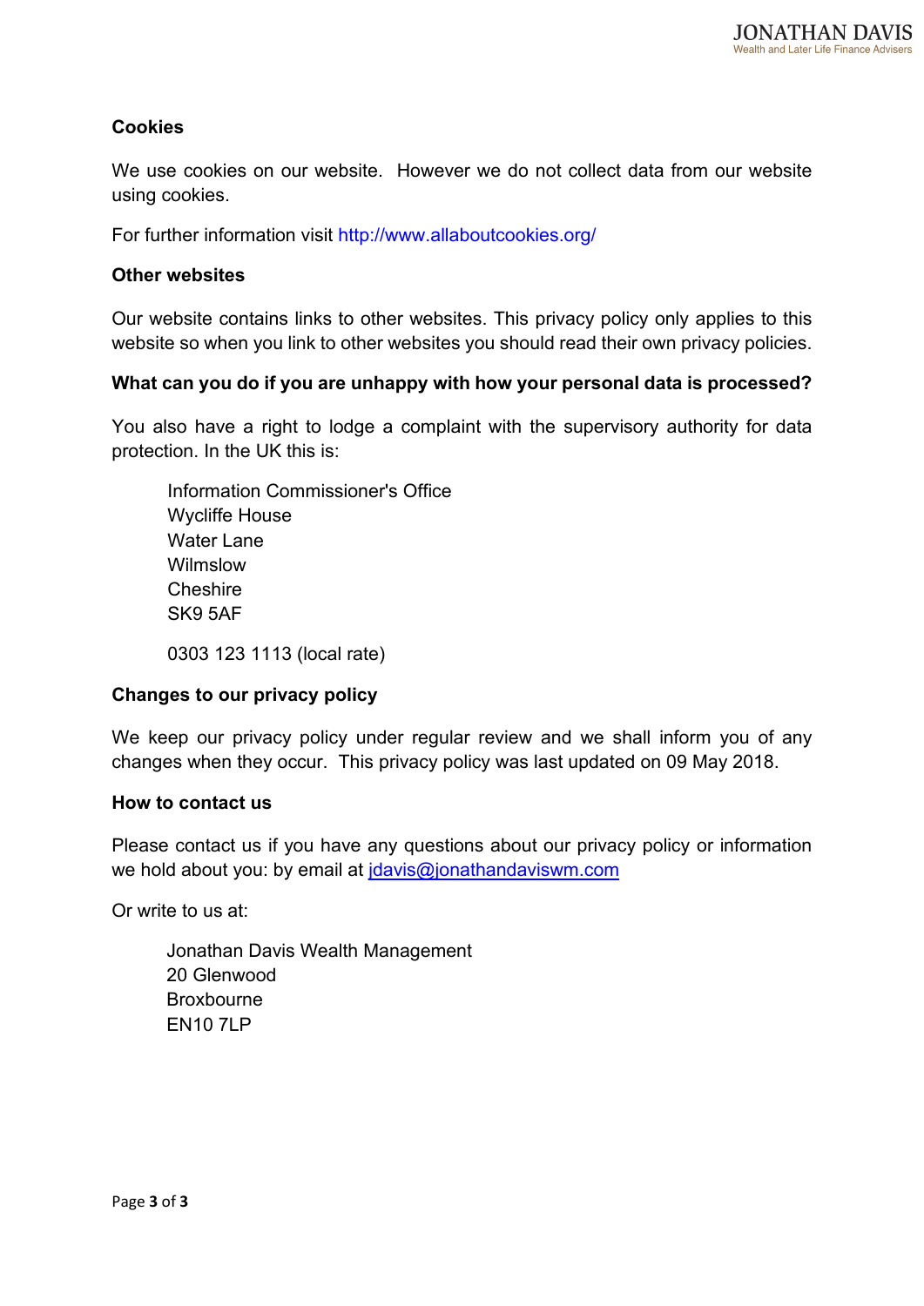**Cookies**

We use cookies on our website. However we do not collect data from our website using cookies.

For further information visit http://www.allaboutcookies.org/

**Other websites**

Our website contains links to other websites. This privacy policy only applies to this website so when you link to other websites you should read their own privacy policies.

**What can you do if you are unhappy with how your personal data is processed?**

You also have a right to lodge a complaint with the supervisory authority for data protection. In the UK this is:

> Information Commissioner's Office
> Wycliffe House
> Water Lane
> Wilmslow
> Cheshire
> SK9 5AF
>
> 0303 123 1113 (local rate)

**Changes to our privacy policy**

We keep our privacy policy under regular review and we shall inform you of any changes when they occur. This privacy policy was last updated on 09 May 2018.

**How to contact us**

Please contact us if you have any questions about our privacy policy or information we hold about you: by email at jdavis@jonathandaviswm.com

Or write to us at:

> Jonathan Davis Wealth Management
> 20 Glenwood
> Broxbourne
> EN10 7LP